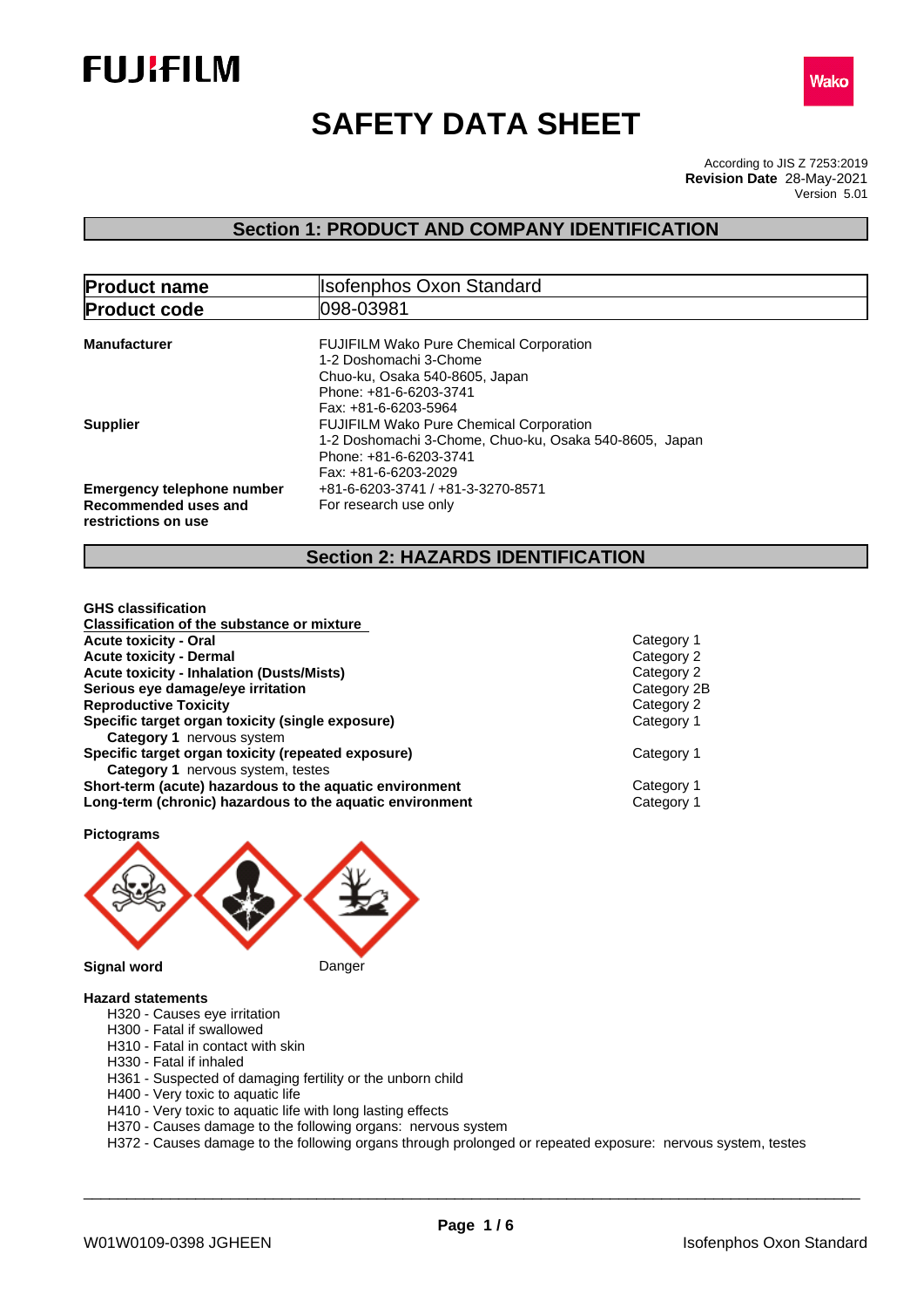# SAFETY DATA SHEET

According to JIS Z 7253:2019
**Revision Date** 28-May-2021
Version 5.01

## Section 1: PRODUCT AND COMPANY IDENTIFICATION

| **Product name** | Isofenphos Oxon Standard |
|---|---|
| **Product code** | 098-03981 |

**Manufacturer**
FUJIFILM Wako Pure Chemical Corporation
1-2 Doshomachi 3-Chome
Chuo-ku, Osaka 540-8605, Japan
Phone: +81-6-6203-3741
Fax: +81-6-6203-5964

**Supplier**
FUJIFILM Wako Pure Chemical Corporation
1-2 Doshomachi 3-Chome, Chuo-ku, Osaka 540-8605, Japan
Phone: +81-6-6203-3741
Fax: +81-6-6203-2029

**Emergency telephone number** +81-6-6203-3741 / +81-3-3270-8571

**Recommended uses and restrictions on use** For research use only

## Section 2: HAZARDS IDENTIFICATION

**GHS classification**

**Classification of the substance or mixture**

| | |
|---|---|
| **Acute toxicity - Oral** | Category 1 |
| **Acute toxicity - Dermal** | Category 2 |
| **Acute toxicity - Inhalation (Dusts/Mists)** | Category 2 |
| **Serious eye damage/eye irritation** | Category 2B |
| **Reproductive Toxicity** | Category 2 |
| **Specific target organ toxicity (single exposure)** | Category 1 |
| **Category 1** nervous system | |
| **Specific target organ toxicity (repeated exposure)** | Category 1 |
| **Category 1** nervous system, testes | |
| **Short-term (acute) hazardous to the aquatic environment** | Category 1 |
| **Long-term (chronic) hazardous to the aquatic environment** | Category 1 |

**Pictograms**

**Signal word** Danger

**Hazard statements**

- H320 - Causes eye irritation
- H300 - Fatal if swallowed
- H310 - Fatal in contact with skin
- H330 - Fatal if inhaled
- H361 - Suspected of damaging fertility or the unborn child
- H400 - Very toxic to aquatic life
- H410 - Very toxic to aquatic life with long lasting effects
- H370 - Causes damage to the following organs: nervous system
- H372 - Causes damage to the following organs through prolonged or repeated exposure: nervous system, testes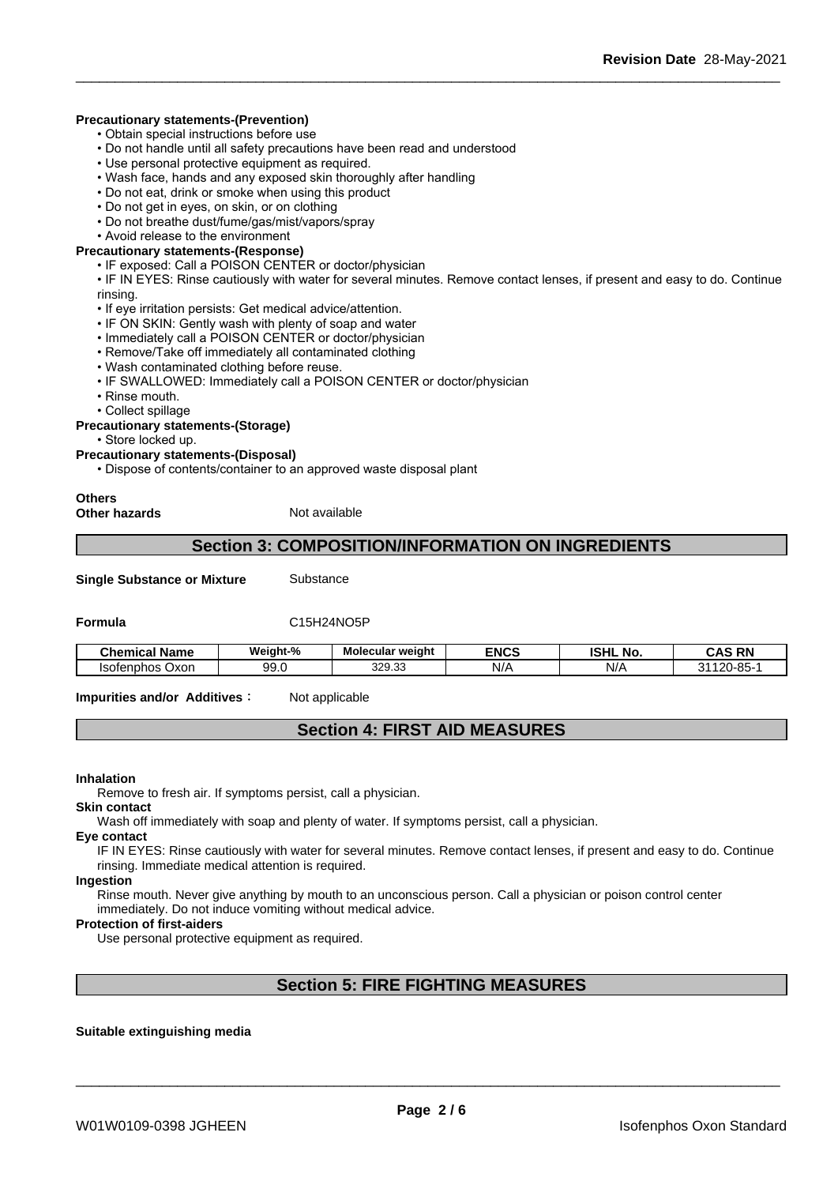**Precautionary statements-(Prevention)**

- Obtain special instructions before use
- Do not handle until all safety precautions have been read and understood
- Use personal protective equipment as required.
- Wash face, hands and any exposed skin thoroughly after handling
- Do not eat, drink or smoke when using this product
- Do not get in eyes, on skin, or on clothing
- Do not breathe dust/fume/gas/mist/vapors/spray
- Avoid release to the environment

**Precautionary statements-(Response)**

- IF exposed: Call a POISON CENTER or doctor/physician
- IF IN EYES: Rinse cautiously with water for several minutes. Remove contact lenses, if present and easy to do. Continue rinsing.
- If eye irritation persists: Get medical advice/attention.
- IF ON SKIN: Gently wash with plenty of soap and water
- Immediately call a POISON CENTER or doctor/physician
- Remove/Take off immediately all contaminated clothing
- Wash contaminated clothing before reuse.
- IF SWALLOWED: Immediately call a POISON CENTER or doctor/physician
- Rinse mouth.
- Collect spillage

**Precautionary statements-(Storage)**

- Store locked up.

**Precautionary statements-(Disposal)**

- Dispose of contents/container to an approved waste disposal plant

**Others**

**Other hazards** Not available

## Section 3: COMPOSITION/INFORMATION ON INGREDIENTS

**Single Substance or Mixture** Substance

**Formula** $C_{15}H_{24}NO_5P$

| Chemical Name | Weight-% | Molecular weight | ENCS | ISHL No. | CAS RN |
|---|---|---|---|---|---|
| Isofenphos Oxon | 99.0 | 329.33 | N/A | N/A | 31120-85-1 |

**Impurities and/or Additives**： Not applicable

## Section 4: FIRST AID MEASURES

**Inhalation**

Remove to fresh air. If symptoms persist, call a physician.

**Skin contact**

Wash off immediately with soap and plenty of water. If symptoms persist, call a physician.

**Eye contact**

IF IN EYES: Rinse cautiously with water for several minutes. Remove contact lenses, if present and easy to do. Continue rinsing. Immediate medical attention is required.

**Ingestion**

Rinse mouth. Never give anything by mouth to an unconscious person. Call a physician or poison control center immediately. Do not induce vomiting without medical advice.

**Protection of first-aiders**

Use personal protective equipment as required.

## Section 5: FIRE FIGHTING MEASURES

**Suitable extinguishing media**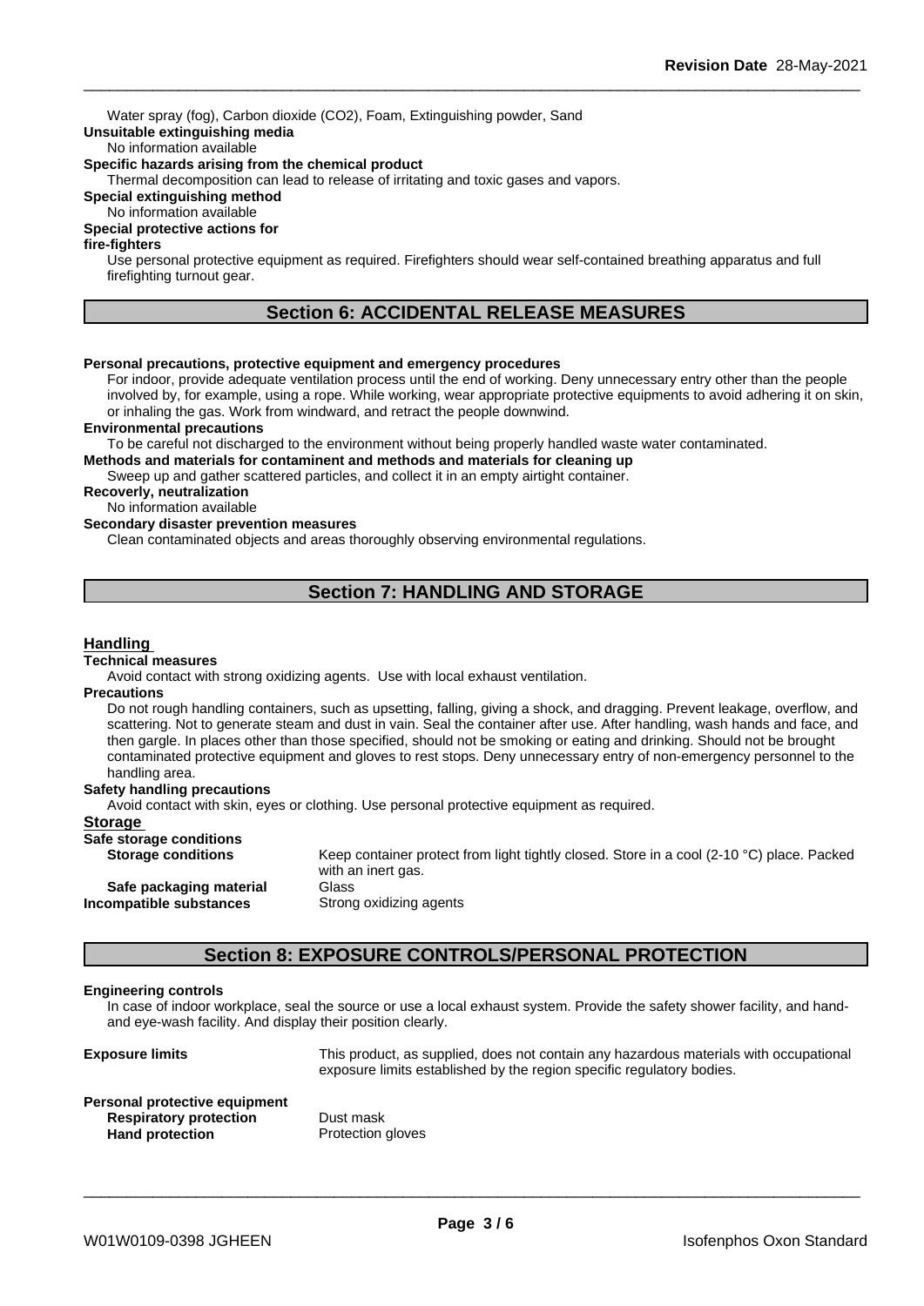Water spray (fog), Carbon dioxide ($CO_2$), Foam, Extinguishing powder, Sand

**Unsuitable extinguishing media**

No information available

**Specific hazards arising from the chemical product**

Thermal decomposition can lead to release of irritating and toxic gases and vapors.

**Special extinguishing method**

No information available

**Special protective actions for fire-fighters**

Use personal protective equipment as required. Firefighters should wear self-contained breathing apparatus and full firefighting turnout gear.

## Section 6: ACCIDENTAL RELEASE MEASURES

**Personal precautions, protective equipment and emergency procedures**

For indoor, provide adequate ventilation process until the end of working. Deny unnecessary entry other than the people involved by, for example, using a rope. While working, wear appropriate protective equipments to avoid adhering it on skin, or inhaling the gas. Work from windward, and retract the people downwind.

**Environmental precautions**

To be careful not discharged to the environment without being properly handled waste water contaminated.

**Methods and materials for contaminent and methods and materials for cleaning up**

Sweep up and gather scattered particles, and collect it in an empty airtight container.

**Recoverly, neutralization**

No information available

**Secondary disaster prevention measures**

Clean contaminated objects and areas thoroughly observing environmental regulations.

## Section 7: HANDLING AND STORAGE

### Handling

**Technical measures**

Avoid contact with strong oxidizing agents. Use with local exhaust ventilation.

**Precautions**

Do not rough handling containers, such as upsetting, falling, giving a shock, and dragging. Prevent leakage, overflow, and scattering. Not to generate steam and dust in vain. Seal the container after use. After handling, wash hands and face, and then gargle. In places other than those specified, should not be smoking or eating and drinking. Should not be brought contaminated protective equipment and gloves to rest stops. Deny unnecessary entry of non-emergency personnel to the handling area.

**Safety handling precautions**

Avoid contact with skin, eyes or clothing. Use personal protective equipment as required.

### Storage

**Safe storage conditions**

| | |
|---|---|
| **Storage conditions** | Keep container protect from light tightly closed. Store in a cool (2-10 °C) place. Packed with an inert gas. |
| **Safe packaging material** | Glass |
| **Incompatible substances** | Strong oxidizing agents |

## Section 8: EXPOSURE CONTROLS/PERSONAL PROTECTION

**Engineering controls**

In case of indoor workplace, seal the source or use a local exhaust system. Provide the safety shower facility, and hand- and eye-wash facility. And display their position clearly.

| | |
|---|---|
| **Exposure limits** | This product, as supplied, does not contain any hazardous materials with occupational exposure limits established by the region specific regulatory bodies. |

**Personal protective equipment**

| | |
|---|---|
| **Respiratory protection** | Dust mask |
| **Hand protection** | Protection gloves |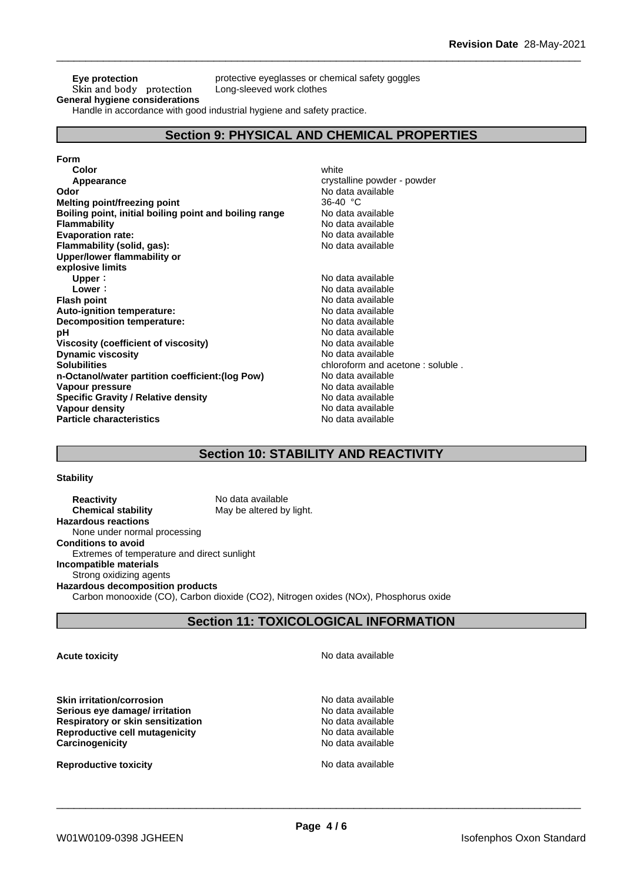**Eye protection** protective eyeglasses or chemical safety goggles
Skin and body protection Long-sleeved work clothes

**General hygiene considerations**

Handle in accordance with good industrial hygiene and safety practice.

## Section 9: PHYSICAL AND CHEMICAL PROPERTIES

| | |
|---|---|
| **Form** | |
| **Color** | white |
| **Appearance** | crystalline powder - powder |
| **Odor** | No data available |
| **Melting point/freezing point** | 36-40 °C |
| **Boiling point, initial boiling point and boiling range** | No data available |
| **Flammability** | No data available |
| **Evaporation rate:** | No data available |
| **Flammability (solid, gas):** | No data available |
| **Upper/lower flammability or explosive limits** | |
| **Upper**： | No data available |
| **Lower**： | No data available |
| **Flash point** | No data available |
| **Auto-ignition temperature:** | No data available |
| **Decomposition temperature:** | No data available |
| **pH** | No data available |
| **Viscosity (coefficient of viscosity)** | No data available |
| **Dynamic viscosity** | No data available |
| **Solubilities** | chloroform and acetone : soluble . |
| **n-Octanol/water partition coefficient:(log Pow)** | No data available |
| **Vapour pressure** | No data available |
| **Specific Gravity / Relative density** | No data available |
| **Vapour density** | No data available |
| **Particle characteristics** | No data available |

## Section 10: STABILITY AND REACTIVITY

**Stability**

**Reactivity** No data available
**Chemical stability** May be altered by light.

**Hazardous reactions**

None under normal processing

**Conditions to avoid**

Extremes of temperature and direct sunlight

**Incompatible materials**

Strong oxidizing agents

**Hazardous decomposition products**

Carbon monooxide (CO), Carbon dioxide ($CO_2$), Nitrogen oxides ($NO_x$), Phosphorus oxide

## Section 11: TOXICOLOGICAL INFORMATION

| | |
|---|---|
| **Acute toxicity** | No data available |
| **Skin irritation/corrosion** | No data available |
| **Serious eye damage/ irritation** | No data available |
| **Respiratory or skin sensitization** | No data available |
| **Reproductive cell mutagenicity** | No data available |
| **Carcinogenicity** | No data available |
| **Reproductive toxicity** | No data available |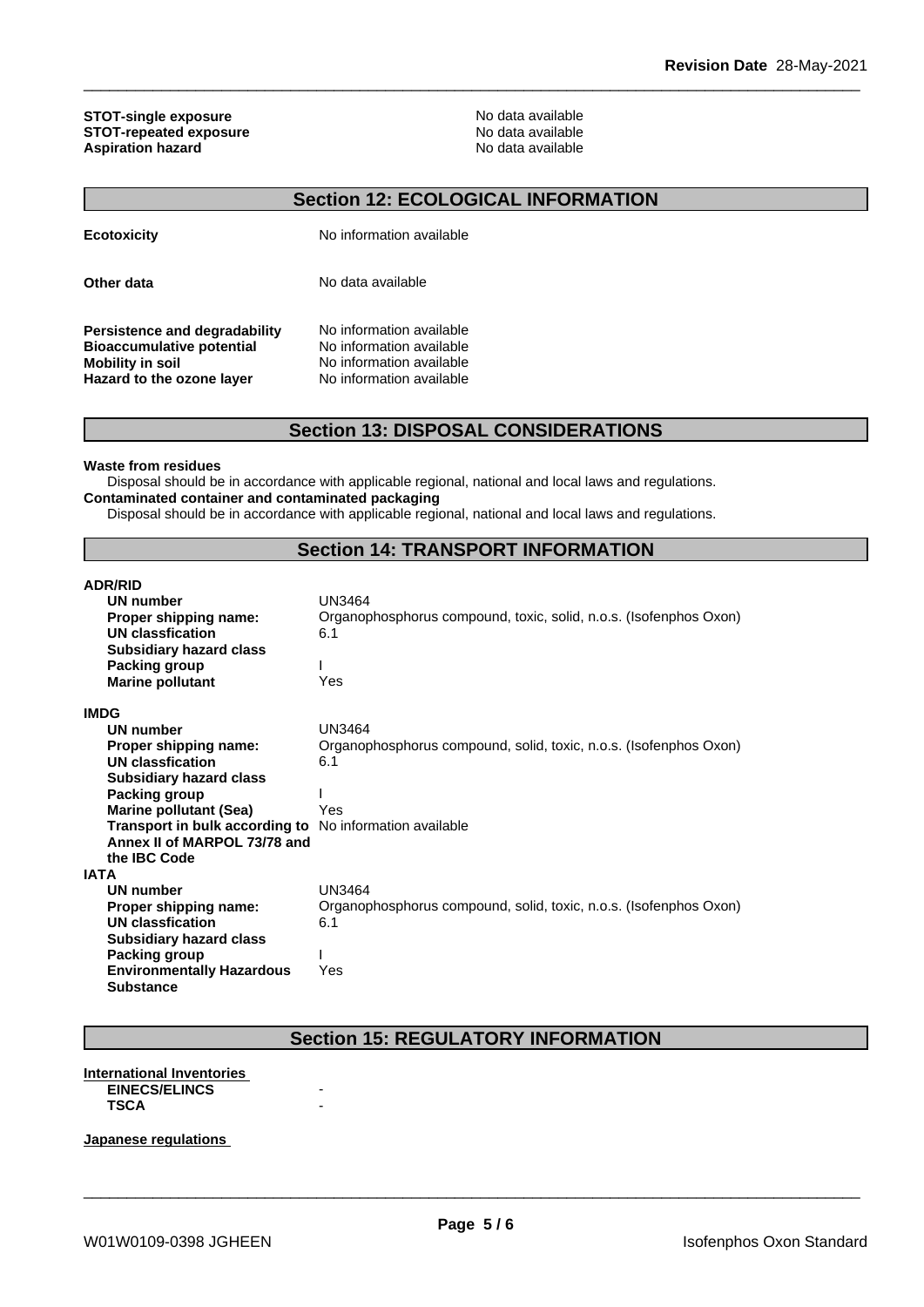| | |
|---|---|
| **STOT-single exposure** | No data available |
| **STOT-repeated exposure** | No data available |
| **Aspiration hazard** | No data available |

## Section 12: ECOLOGICAL INFORMATION

| | |
|---|---|
| **Ecotoxicity** | No information available |
| **Other data** | No data available |
| **Persistence and degradability** | No information available |
| **Bioaccumulative potential** | No information available |
| **Mobility in soil** | No information available |
| **Hazard to the ozone layer** | No information available |

## Section 13: DISPOSAL CONSIDERATIONS

**Waste from residues**

Disposal should be in accordance with applicable regional, national and local laws and regulations.

**Contaminated container and contaminated packaging**

Disposal should be in accordance with applicable regional, national and local laws and regulations.

## Section 14: TRANSPORT INFORMATION

**ADR/RID**

| | |
|---|---|
| **UN number** | UN3464 |
| **Proper shipping name:** | Organophosphorus compound, toxic, solid, n.o.s. (Isofenphos Oxon) |
| **UN classfication** | 6.1 |
| **Subsidiary hazard class** | |
| **Packing group** | I |
| **Marine pollutant** | Yes |

**IMDG**

| | |
|---|---|
| **UN number** | UN3464 |
| **Proper shipping name:** | Organophosphorus compound, solid, toxic, n.o.s. (Isofenphos Oxon) |
| **UN classfication** | 6.1 |
| **Subsidiary hazard class** | |
| **Packing group** | I |
| **Marine pollutant (Sea)** | Yes |
| **Transport in bulk according to Annex II of MARPOL 73/78 and the IBC Code** | No information available |

**IATA**

| | |
|---|---|
| **UN number** | UN3464 |
| **Proper shipping name:** | Organophosphorus compound, solid, toxic, n.o.s. (Isofenphos Oxon) |
| **UN classfication** | 6.1 |
| **Subsidiary hazard class** | |
| **Packing group** | I |
| **Environmentally Hazardous Substance** | Yes |

## Section 15: REGULATORY INFORMATION

**International Inventories**

| | |
|---|---|
| **EINECS/ELINCS** | - |
| **TSCA** | - |

**Japanese regulations**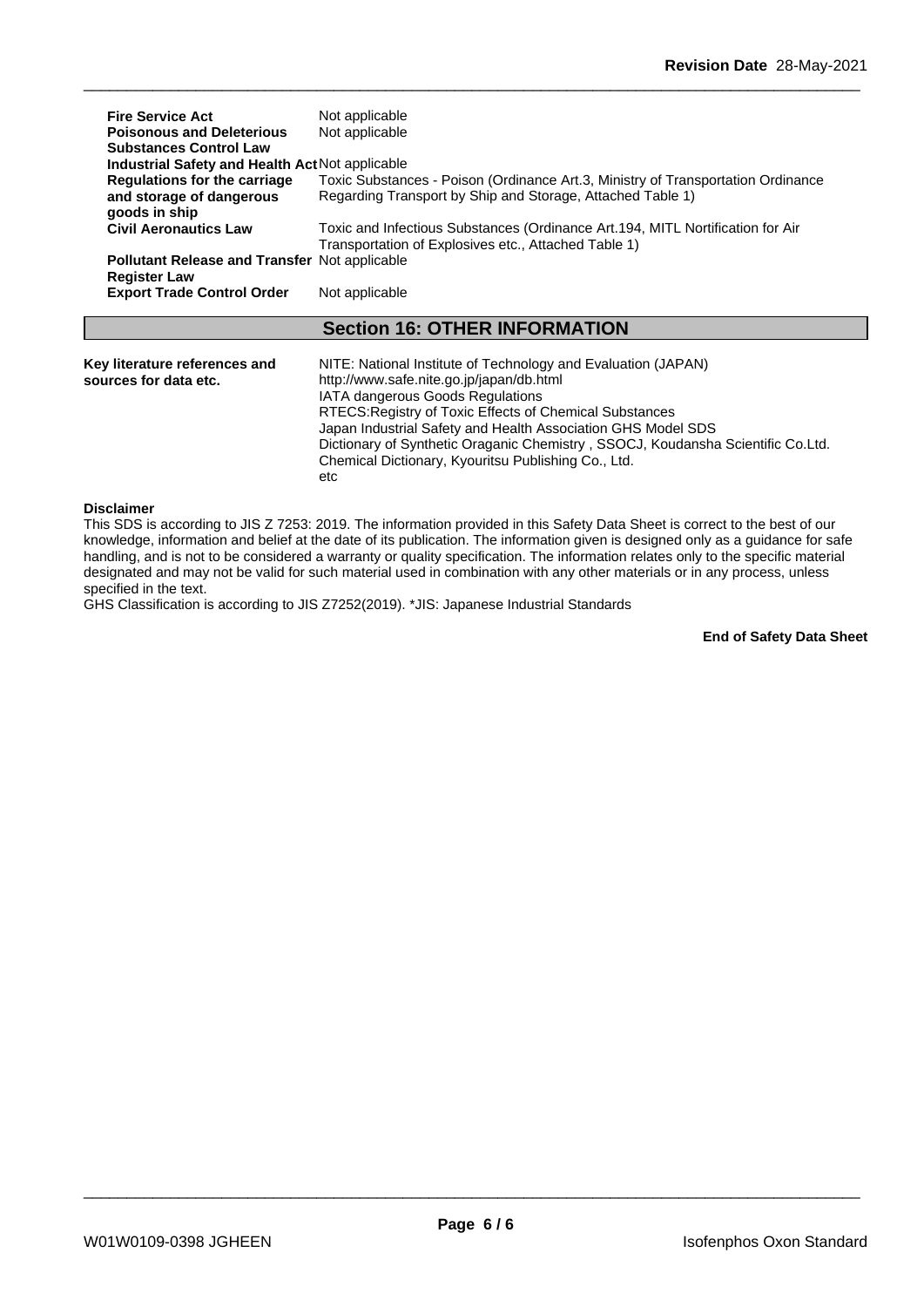| | |
|---|---|
| **Fire Service Act** | Not applicable |
| **Poisonous and Deleterious Substances Control Law** | Not applicable |
| **Industrial Safety and Health Act** | Not applicable |
| **Regulations for the carriage and storage of dangerous goods in ship** | Toxic Substances - Poison (Ordinance Art.3, Ministry of Transportation Ordinance Regarding Transport by Ship and Storage, Attached Table 1) |
| **Civil Aeronautics Law** | Toxic and Infectious Substances (Ordinance Art.194, MITL Nortification for Air Transportation of Explosives etc., Attached Table 1) |
| **Pollutant Release and Transfer Register Law** | Not applicable |
| **Export Trade Control Order** | Not applicable |

## Section 16: OTHER INFORMATION

| | |
|---|---|
| **Key literature references and sources for data etc.** | NITE: National Institute of Technology and Evaluation (JAPAN)<br>http://www.safe.nite.go.jp/japan/db.html<br>IATA dangerous Goods Regulations<br>RTECS:Registry of Toxic Effects of Chemical Substances<br>Japan Industrial Safety and Health Association GHS Model SDS<br>Dictionary of Synthetic Oraganic Chemistry , SSOCJ, Koudansha Scientific Co.Ltd.<br>Chemical Dictionary, Kyouritsu Publishing Co., Ltd.<br>etc |

**Disclaimer**

This SDS is according to JIS Z 7253: 2019. The information provided in this Safety Data Sheet is correct to the best of our knowledge, information and belief at the date of its publication. The information given is designed only as a guidance for safe handling, and is not to be considered a warranty or quality specification. The information relates only to the specific material designated and may not be valid for such material used in combination with any other materials or in any process, unless specified in the text.

GHS Classification is according to JIS Z7252(2019). *JIS: Japanese Industrial Standards

**End of Safety Data Sheet**